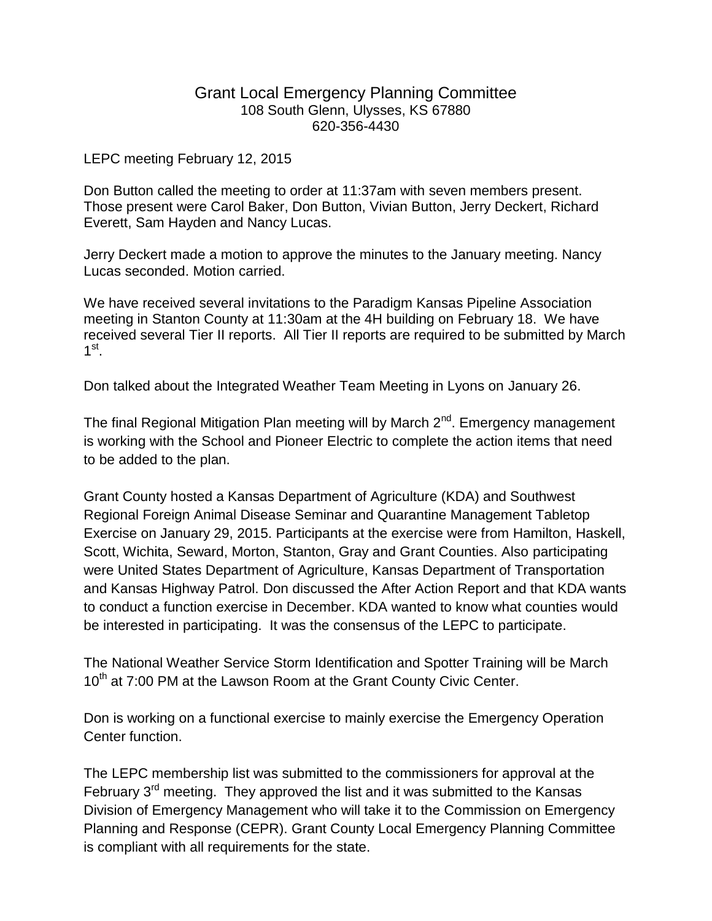# Grant Local Emergency Planning Committee

108 South Glenn, Ulysses, KS 67880
620-356-4430

LEPC meeting February 12, 2015

Don Button called the meeting to order at 11:37am with seven members present. Those present were Carol Baker, Don Button, Vivian Button, Jerry Deckert, Richard Everett, Sam Hayden and Nancy Lucas.

Jerry Deckert made a motion to approve the minutes to the January meeting. Nancy Lucas seconded. Motion carried.

We have received several invitations to the Paradigm Kansas Pipeline Association meeting in Stanton County at 11:30am at the 4H building on February 18. We have received several Tier II reports. All Tier II reports are required to be submitted by March 1st.

Don talked about the Integrated Weather Team Meeting in Lyons on January 26.

The final Regional Mitigation Plan meeting will by March 2nd. Emergency management is working with the School and Pioneer Electric to complete the action items that need to be added to the plan.

Grant County hosted a Kansas Department of Agriculture (KDA) and Southwest Regional Foreign Animal Disease Seminar and Quarantine Management Tabletop Exercise on January 29, 2015. Participants at the exercise were from Hamilton, Haskell, Scott, Wichita, Seward, Morton, Stanton, Gray and Grant Counties. Also participating were United States Department of Agriculture, Kansas Department of Transportation and Kansas Highway Patrol. Don discussed the After Action Report and that KDA wants to conduct a function exercise in December. KDA wanted to know what counties would be interested in participating. It was the consensus of the LEPC to participate.

The National Weather Service Storm Identification and Spotter Training will be March 10th at 7:00 PM at the Lawson Room at the Grant County Civic Center.

Don is working on a functional exercise to mainly exercise the Emergency Operation Center function.

The LEPC membership list was submitted to the commissioners for approval at the February 3rd meeting. They approved the list and it was submitted to the Kansas Division of Emergency Management who will take it to the Commission on Emergency Planning and Response (CEPR). Grant County Local Emergency Planning Committee is compliant with all requirements for the state.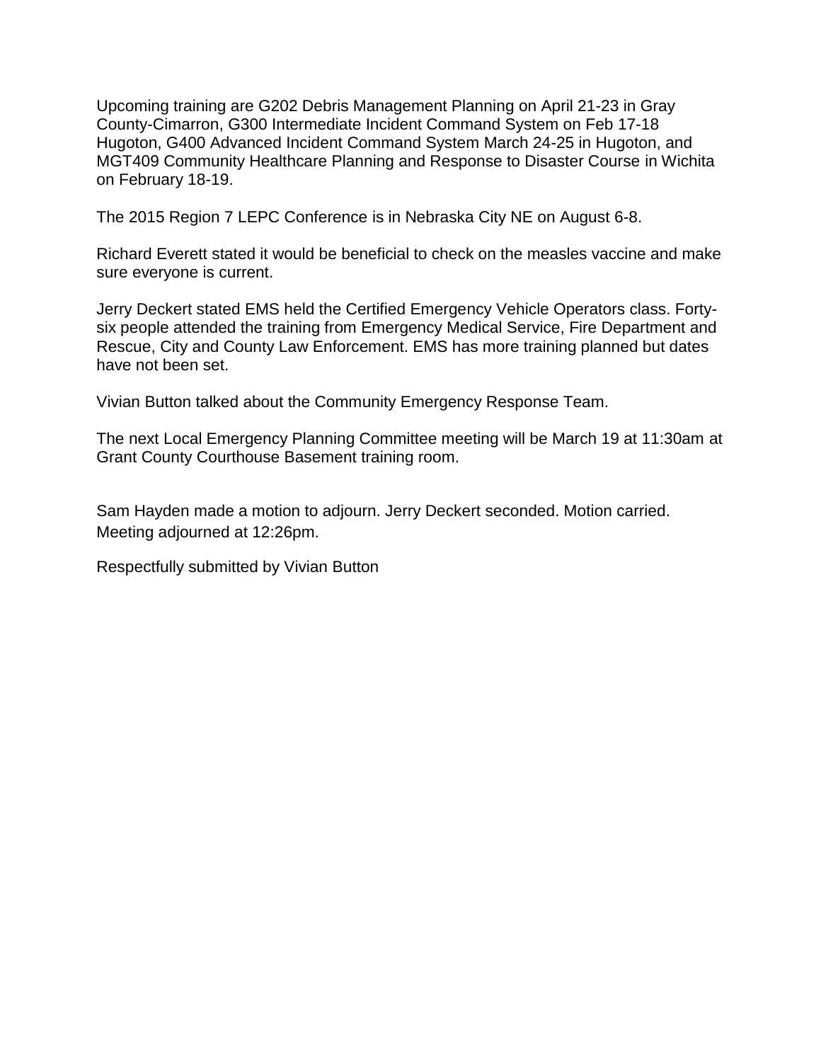Upcoming training are G202 Debris Management Planning on April 21-23 in Gray County-Cimarron, G300 Intermediate Incident Command System on Feb 17-18 Hugoton, G400 Advanced Incident Command System March 24-25 in Hugoton, and MGT409 Community Healthcare Planning and Response to Disaster Course in Wichita on February 18-19.

The 2015 Region 7 LEPC Conference is in Nebraska City NE on August 6-8.

Richard Everett stated it would be beneficial to check on the measles vaccine and make sure everyone is current.

Jerry Deckert stated EMS held the Certified Emergency Vehicle Operators class. Forty-six people attended the training from Emergency Medical Service, Fire Department and Rescue, City and County Law Enforcement. EMS has more training planned but dates have not been set.

Vivian Button talked about the Community Emergency Response Team.

The next Local Emergency Planning Committee meeting will be March 19 at 11:30am at Grant County Courthouse Basement training room.

Sam Hayden made a motion to adjourn. Jerry Deckert seconded. Motion carried. Meeting adjourned at 12:26pm.

Respectfully submitted by Vivian Button